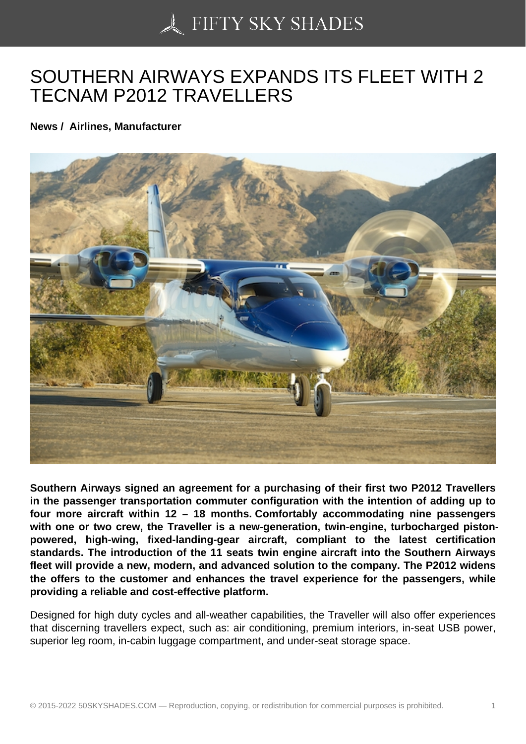# SOUTHERN AIRWAYS EXPANDS ITS FLEET WITH 2 TECNAM P2012 TRAVELLERS

**News / Airlines, Manufacturer**

**Southern Airways signed an agreement for a purchasing of their first two P2012 Travellers in the passenger transportation commuter configuration with the intention of adding up to four more aircraft within 12 – 18 months. Comfortably accommodating nine passengers with one or two crew, the Traveller is a new-generation, twin-engine, turbocharged piston-powered, high-wing, fixed-landing-gear aircraft, compliant to the latest certification standards. The introduction of the 11 seats twin engine aircraft into the Southern Airways fleet will provide a new, modern, and advanced solution to the company. The P2012 widens the offers to the customer and enhances the travel experience for the passengers, while providing a reliable and cost-effective platform.**

Designed for high duty cycles and all-weather capabilities, the Traveller will also offer experiences that discerning travellers expect, such as: air conditioning, premium interiors, in-seat USB power, superior leg room, in-cabin luggage compartment, and under-seat storage space.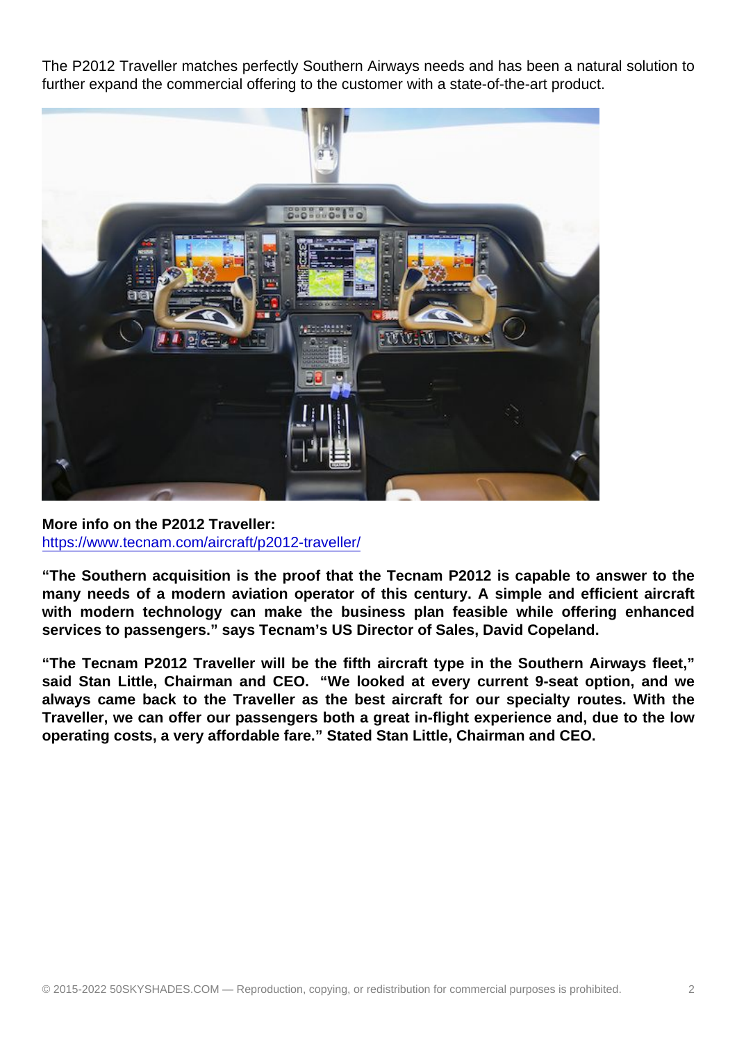The P2012 Traveller matches perfectly Southern Airways needs and has been a natural solution to further expand the commercial offering to the customer with a state-of-the-art product.

**More info on the P2012 Traveller:**
https://www.tecnam.com/aircraft/p2012-traveller/

**“The Southern acquisition is the proof that the Tecnam P2012 is capable to answer to the many needs of a modern aviation operator of this century. A simple and efficient aircraft with modern technology can make the business plan feasible while offering enhanced services to passengers.” says Tecnam’s US Director of Sales, David Copeland.**

**“The Tecnam P2012 Traveller will be the fifth aircraft type in the Southern Airways fleet,” said Stan Little, Chairman and CEO. “We looked at every current 9-seat option, and we always came back to the Traveller as the best aircraft for our specialty routes. With the Traveller, we can offer our passengers both a great in-flight experience and, due to the low operating costs, a very affordable fare.” Stated Stan Little, Chairman and CEO.**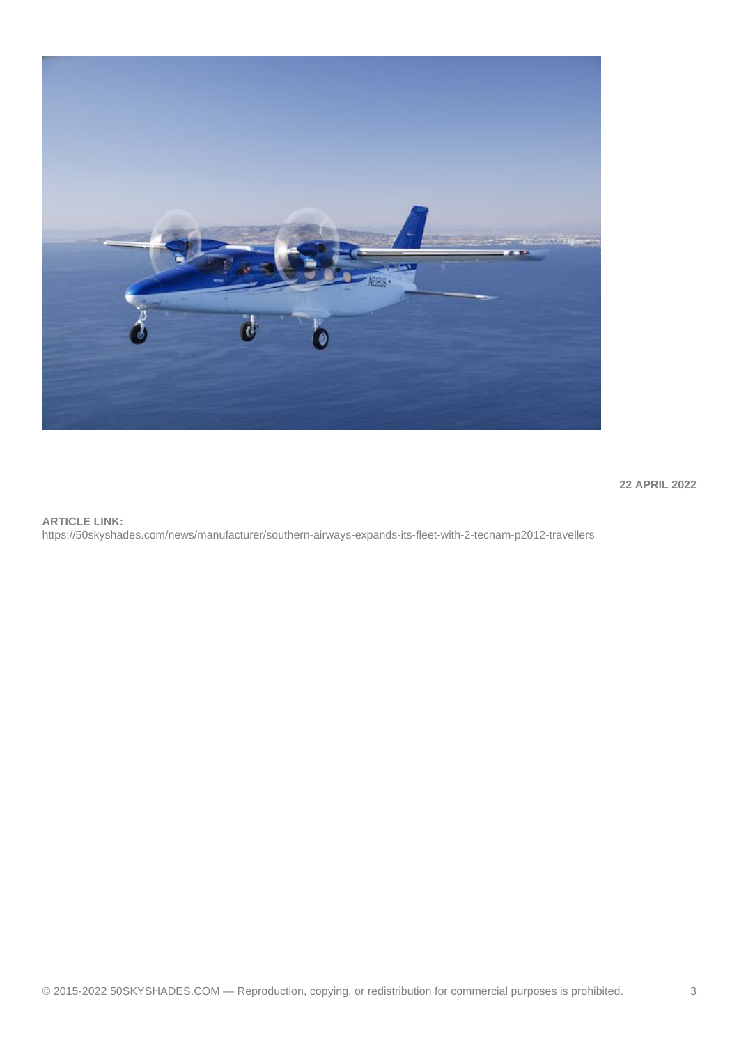**22 APRIL 2022**

**ARTICLE LINK:**
https://50skyshades.com/news/manufacturer/southern-airways-expands-its-fleet-with-2-tecnam-p2012-travellers